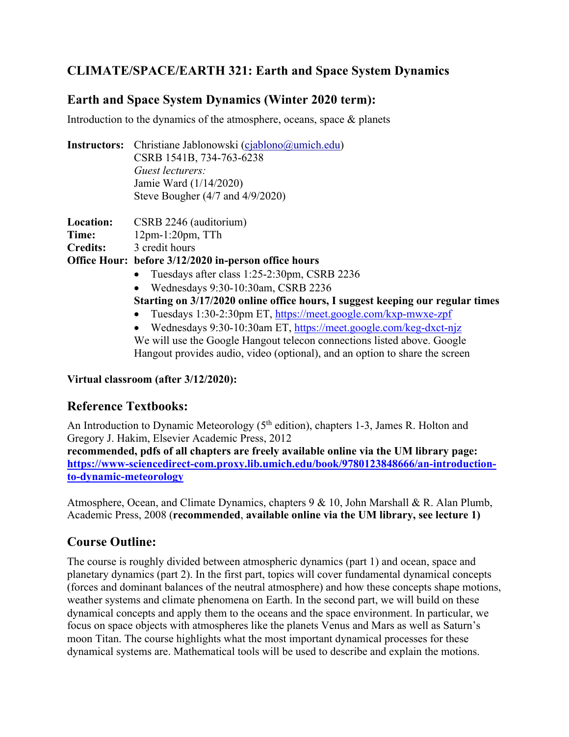# CLIMATE/SPACE/EARTH 321: Earth and Space System Dynamics

## Earth and Space System Dynamics (Winter 2020 term):

Introduction to the dynamics of the atmosphere, oceans, space & planets

**Instructors:** Christiane Jablonowski (cjablono@umich.edu)
CSRB 1541B, 734-763-6238
*Guest lecturers:*
Jamie Ward (1/14/2020)
Steve Bougher (4/7 and 4/9/2020)

**Location:** CSRB 2246 (auditorium)
**Time:** 12pm-1:20pm, TTh
**Credits:** 3 credit hours
**Office Hour: before 3/12/2020 in-person office hours**

- Tuesdays after class 1:25-2:30pm, CSRB 2236
- Wednesdays 9:30-10:30am, CSRB 2236

**Starting on 3/17/2020 online office hours, I suggest keeping our regular times**

- Tuesdays 1:30-2:30pm ET, https://meet.google.com/kxp-mwxe-zpf
- Wednesdays 9:30-10:30am ET, https://meet.google.com/keg-dxct-njz

We will use the Google Hangout telecon connections listed above. Google Hangout provides audio, video (optional), and an option to share the screen

**Virtual classroom (after 3/12/2020):**

## Reference Textbooks:

An Introduction to Dynamic Meteorology (5th edition), chapters 1-3, James R. Holton and Gregory J. Hakim, Elsevier Academic Press, 2012
**recommended, pdfs of all chapters are freely available online via the UM library page:**
**https://www-sciencedirect-com.proxy.lib.umich.edu/book/9780123848666/an-introduction-to-dynamic-meteorology**

Atmosphere, Ocean, and Climate Dynamics, chapters 9 & 10, John Marshall & R. Alan Plumb, Academic Press, 2008 (**recommended**, **available online via the UM library, see lecture 1)**

## Course Outline:

The course is roughly divided between atmospheric dynamics (part 1) and ocean, space and planetary dynamics (part 2). In the first part, topics will cover fundamental dynamical concepts (forces and dominant balances of the neutral atmosphere) and how these concepts shape motions, weather systems and climate phenomena on Earth. In the second part, we will build on these dynamical concepts and apply them to the oceans and the space environment. In particular, we focus on space objects with atmospheres like the planets Venus and Mars as well as Saturn's moon Titan. The course highlights what the most important dynamical processes for these dynamical systems are. Mathematical tools will be used to describe and explain the motions.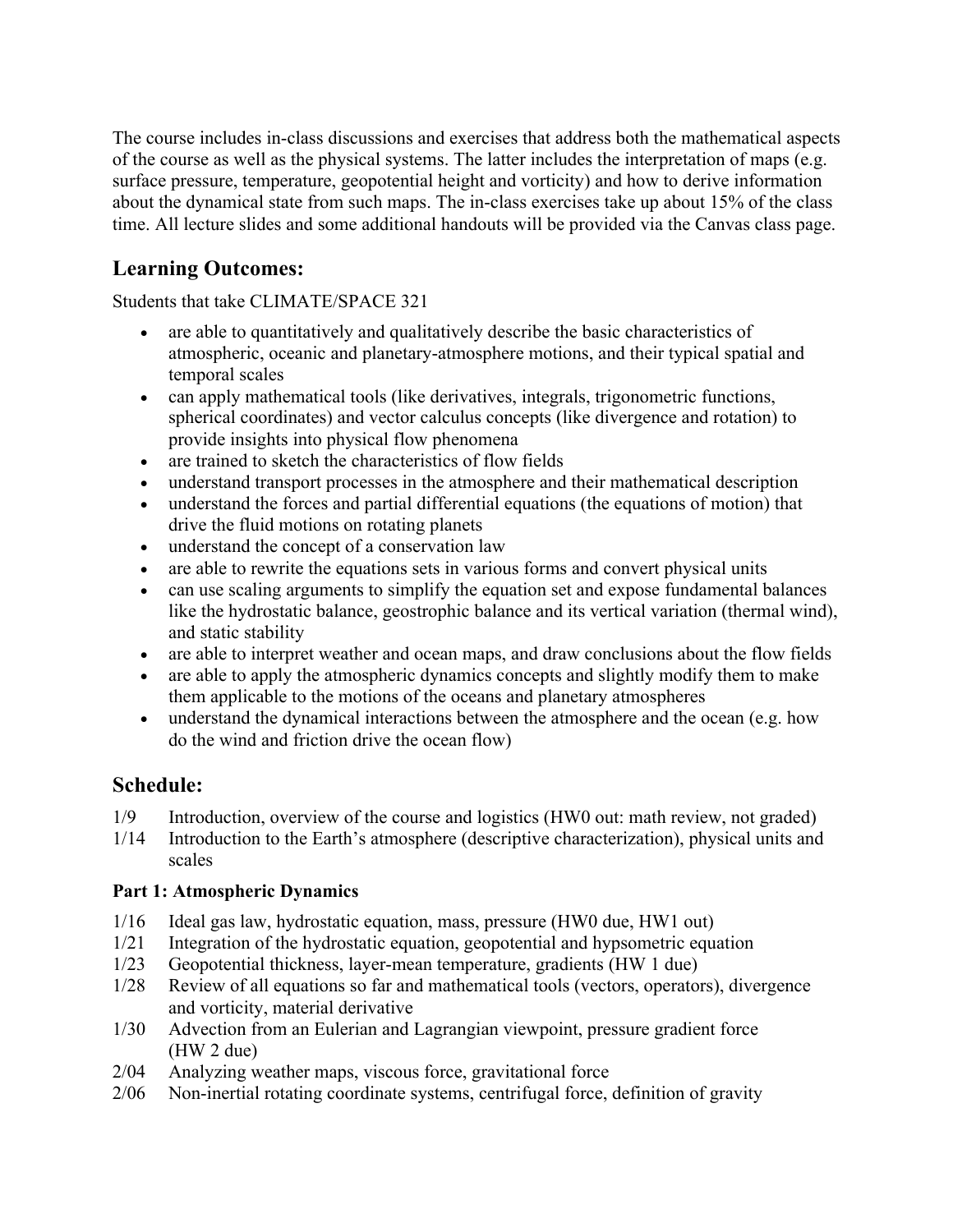The course includes in-class discussions and exercises that address both the mathematical aspects of the course as well as the physical systems. The latter includes the interpretation of maps (e.g. surface pressure, temperature, geopotential height and vorticity) and how to derive information about the dynamical state from such maps. The in-class exercises take up about 15% of the class time. All lecture slides and some additional handouts will be provided via the Canvas class page.

## Learning Outcomes:

Students that take CLIMATE/SPACE 321

- are able to quantitatively and qualitatively describe the basic characteristics of atmospheric, oceanic and planetary-atmosphere motions, and their typical spatial and temporal scales
- can apply mathematical tools (like derivatives, integrals, trigonometric functions, spherical coordinates) and vector calculus concepts (like divergence and rotation) to provide insights into physical flow phenomena
- are trained to sketch the characteristics of flow fields
- understand transport processes in the atmosphere and their mathematical description
- understand the forces and partial differential equations (the equations of motion) that drive the fluid motions on rotating planets
- understand the concept of a conservation law
- are able to rewrite the equations sets in various forms and convert physical units
- can use scaling arguments to simplify the equation set and expose fundamental balances like the hydrostatic balance, geostrophic balance and its vertical variation (thermal wind), and static stability
- are able to interpret weather and ocean maps, and draw conclusions about the flow fields
- are able to apply the atmospheric dynamics concepts and slightly modify them to make them applicable to the motions of the oceans and planetary atmospheres
- understand the dynamical interactions between the atmosphere and the ocean (e.g. how do the wind and friction drive the ocean flow)

## Schedule:

1/9 Introduction, overview of the course and logistics (HW0 out: math review, not graded)

1/14 Introduction to the Earth's atmosphere (descriptive characterization), physical units and scales

**Part 1: Atmospheric Dynamics**

1/16 Ideal gas law, hydrostatic equation, mass, pressure (HW0 due, HW1 out)

1/21 Integration of the hydrostatic equation, geopotential and hypsometric equation

1/23 Geopotential thickness, layer-mean temperature, gradients (HW 1 due)

1/28 Review of all equations so far and mathematical tools (vectors, operators), divergence and vorticity, material derivative

1/30 Advection from an Eulerian and Lagrangian viewpoint, pressure gradient force (HW 2 due)

2/04 Analyzing weather maps, viscous force, gravitational force

2/06 Non-inertial rotating coordinate systems, centrifugal force, definition of gravity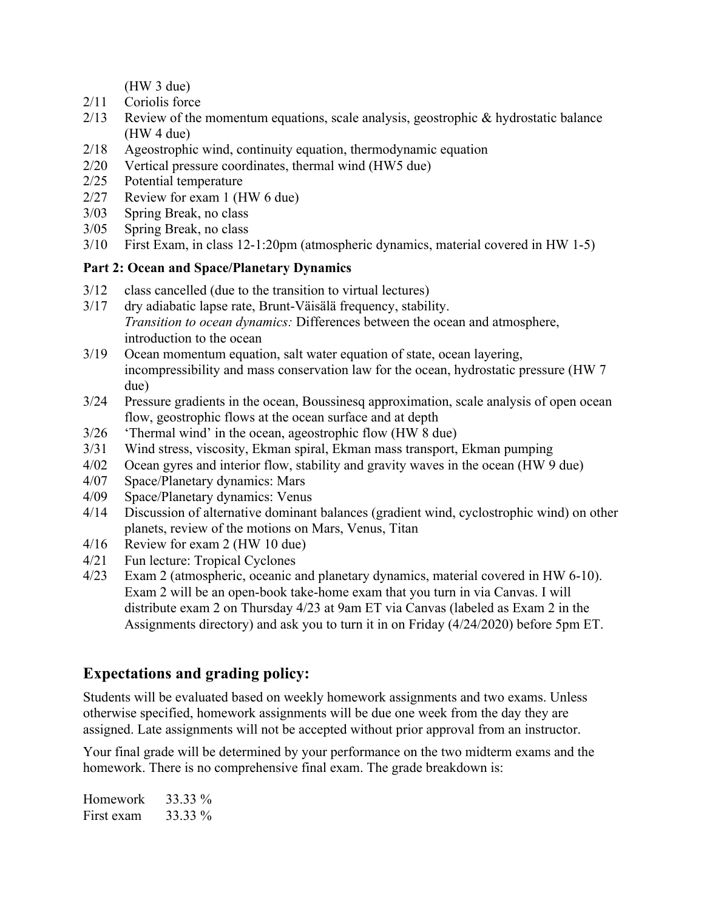(HW 3 due)

- 2/11 Coriolis force
- 2/13 Review of the momentum equations, scale analysis, geostrophic & hydrostatic balance (HW 4 due)
- 2/18 Ageostrophic wind, continuity equation, thermodynamic equation
- 2/20 Vertical pressure coordinates, thermal wind (HW5 due)
- 2/25 Potential temperature
- 2/27 Review for exam 1 (HW 6 due)
- 3/03 Spring Break, no class
- 3/05 Spring Break, no class
- 3/10 First Exam, in class 12-1:20pm (atmospheric dynamics, material covered in HW 1-5)

**Part 2: Ocean and Space/Planetary Dynamics**

- 3/12 class cancelled (due to the transition to virtual lectures)
- 3/17 dry adiabatic lapse rate, Brunt-Väisälä frequency, stability. *Transition to ocean dynamics:* Differences between the ocean and atmosphere, introduction to the ocean
- 3/19 Ocean momentum equation, salt water equation of state, ocean layering, incompressibility and mass conservation law for the ocean, hydrostatic pressure (HW 7 due)
- 3/24 Pressure gradients in the ocean, Boussinesq approximation, scale analysis of open ocean flow, geostrophic flows at the ocean surface and at depth
- 3/26 'Thermal wind' in the ocean, ageostrophic flow (HW 8 due)
- 3/31 Wind stress, viscosity, Ekman spiral, Ekman mass transport, Ekman pumping
- 4/02 Ocean gyres and interior flow, stability and gravity waves in the ocean (HW 9 due)
- 4/07 Space/Planetary dynamics: Mars
- 4/09 Space/Planetary dynamics: Venus
- 4/14 Discussion of alternative dominant balances (gradient wind, cyclostrophic wind) on other planets, review of the motions on Mars, Venus, Titan
- 4/16 Review for exam 2 (HW 10 due)
- 4/21 Fun lecture: Tropical Cyclones
- 4/23 Exam 2 (atmospheric, oceanic and planetary dynamics, material covered in HW 6-10). Exam 2 will be an open-book take-home exam that you turn in via Canvas. I will distribute exam 2 on Thursday 4/23 at 9am ET via Canvas (labeled as Exam 2 in the Assignments directory) and ask you to turn it in on Friday (4/24/2020) before 5pm ET.

## Expectations and grading policy:

Students will be evaluated based on weekly homework assignments and two exams. Unless otherwise specified, homework assignments will be due one week from the day they are assigned. Late assignments will not be accepted without prior approval from an instructor.

Your final grade will be determined by your performance on the two midterm exams and the homework. There is no comprehensive final exam. The grade breakdown is:

Homework 33.33 %
First exam 33.33 %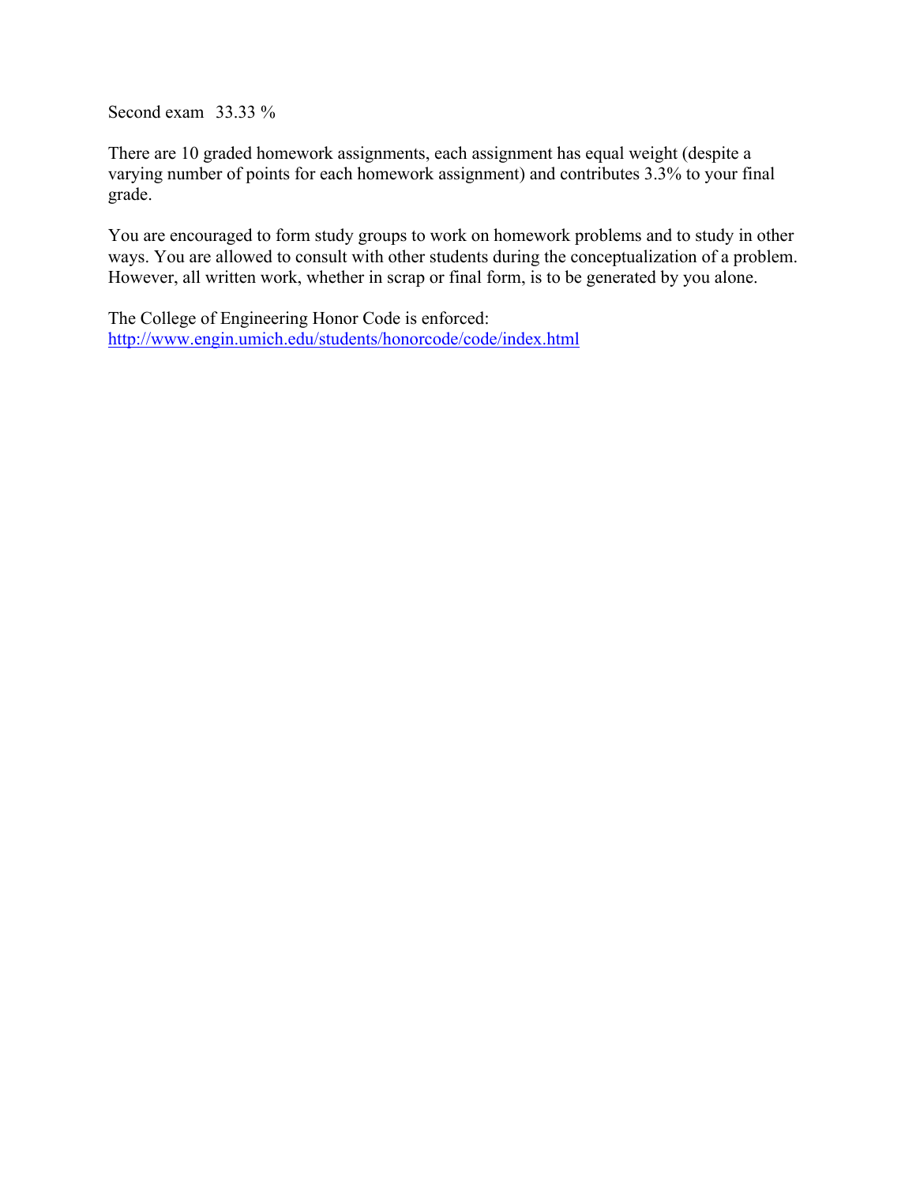Second exam 33.33 %

There are 10 graded homework assignments, each assignment has equal weight (despite a varying number of points for each homework assignment) and contributes 3.3% to your final grade.

You are encouraged to form study groups to work on homework problems and to study in other ways. You are allowed to consult with other students during the conceptualization of a problem. However, all written work, whether in scrap or final form, is to be generated by you alone.

The College of Engineering Honor Code is enforced:
[http://www.engin.umich.edu/students/honorcode/code/index.html](http://www.engin.umich.edu/students/honorcode/code/index.html)